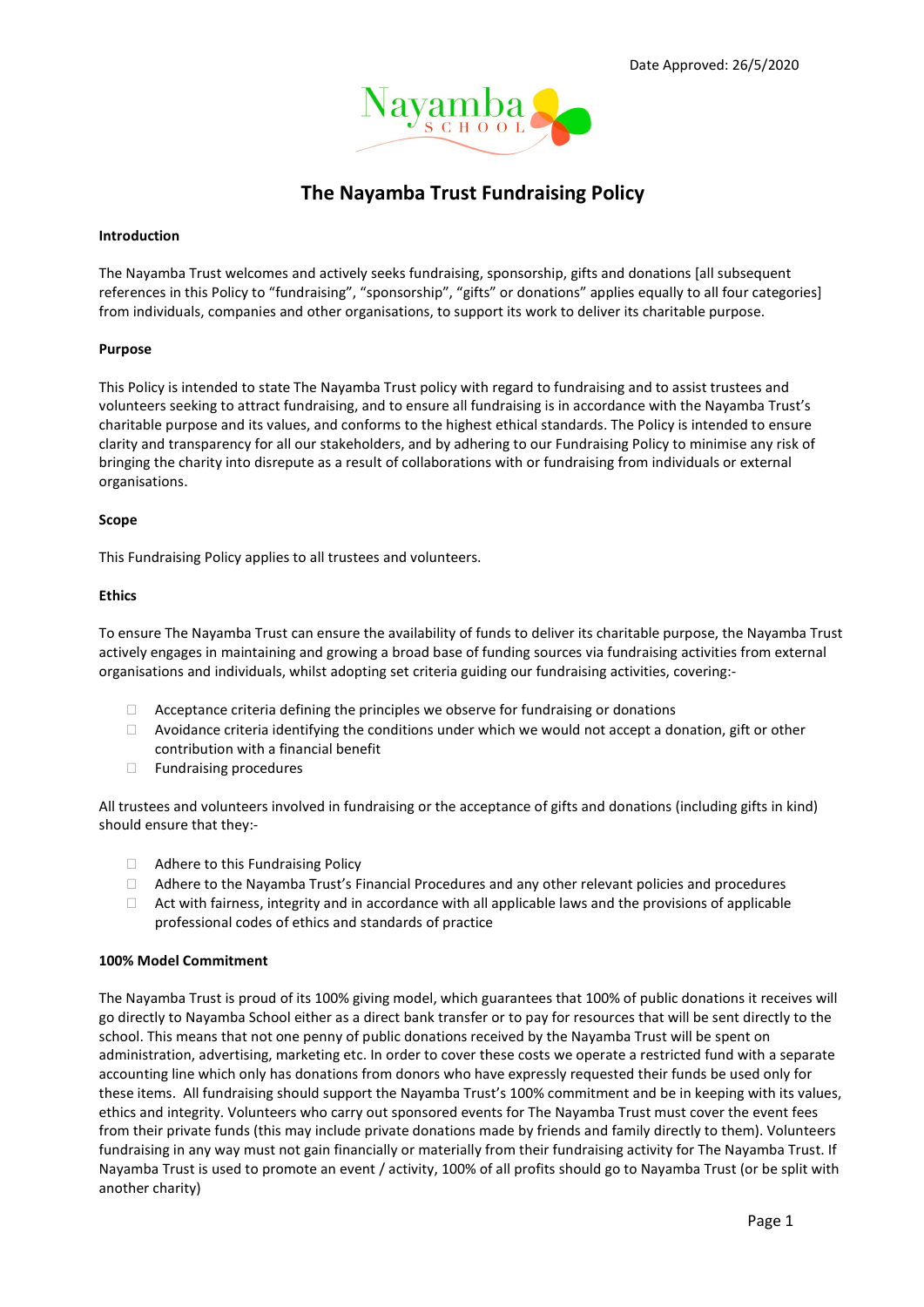Date Approved: 26/5/2020

# The Nayamba Trust Fundraising Policy

**Introduction**

The Nayamba Trust welcomes and actively seeks fundraising, sponsorship, gifts and donations [all subsequent references in this Policy to "fundraising", "sponsorship", "gifts" or donations" applies equally to all four categories] from individuals, companies and other organisations, to support its work to deliver its charitable purpose.

**Purpose**

This Policy is intended to state The Nayamba Trust policy with regard to fundraising and to assist trustees and volunteers seeking to attract fundraising, and to ensure all fundraising is in accordance with the Nayamba Trust's charitable purpose and its values, and conforms to the highest ethical standards. The Policy is intended to ensure clarity and transparency for all our stakeholders, and by adhering to our Fundraising Policy to minimise any risk of bringing the charity into disrepute as a result of collaborations with or fundraising from individuals or external organisations.

**Scope**

This Fundraising Policy applies to all trustees and volunteers.

**Ethics**

To ensure The Nayamba Trust can ensure the availability of funds to deliver its charitable purpose, the Nayamba Trust actively engages in maintaining and growing a broad base of funding sources via fundraising activities from external organisations and individuals, whilst adopting set criteria guiding our fundraising activities, covering:-

- Acceptance criteria defining the principles we observe for fundraising or donations
- Avoidance criteria identifying the conditions under which we would not accept a donation, gift or other contribution with a financial benefit
- Fundraising procedures

All trustees and volunteers involved in fundraising or the acceptance of gifts and donations (including gifts in kind) should ensure that they:-

- Adhere to this Fundraising Policy
- Adhere to the Nayamba Trust's Financial Procedures and any other relevant policies and procedures
- Act with fairness, integrity and in accordance with all applicable laws and the provisions of applicable professional codes of ethics and standards of practice

**100% Model Commitment**

The Nayamba Trust is proud of its 100% giving model, which guarantees that 100% of public donations it receives will go directly to Nayamba School either as a direct bank transfer or to pay for resources that will be sent directly to the school. This means that not one penny of public donations received by the Nayamba Trust will be spent on administration, advertising, marketing etc. In order to cover these costs we operate a restricted fund with a separate accounting line which only has donations from donors who have expressly requested their funds be used only for these items. All fundraising should support the Nayamba Trust's 100% commitment and be in keeping with its values, ethics and integrity. Volunteers who carry out sponsored events for The Nayamba Trust must cover the event fees from their private funds (this may include private donations made by friends and family directly to them). Volunteers fundraising in any way must not gain financially or materially from their fundraising activity for The Nayamba Trust. If Nayamba Trust is used to promote an event / activity, 100% of all profits should go to Nayamba Trust (or be split with another charity)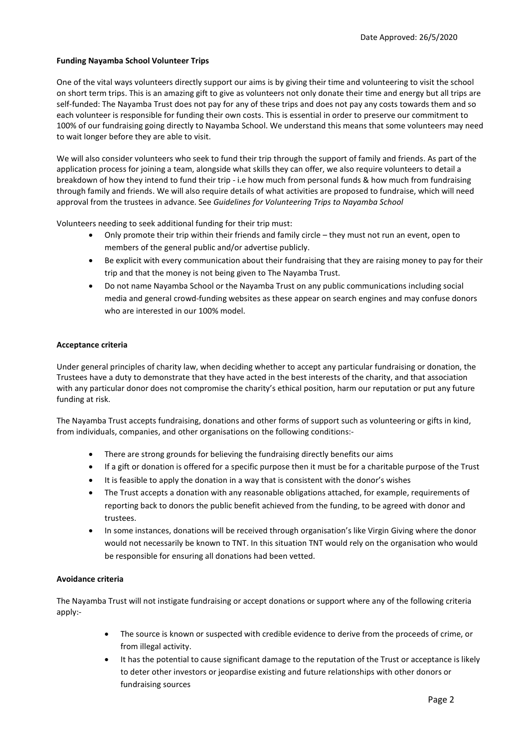Date Approved: 26/5/2020

**Funding Nayamba School Volunteer Trips**

One of the vital ways volunteers directly support our aims is by giving their time and volunteering to visit the school on short term trips. This is an amazing gift to give as volunteers not only donate their time and energy but all trips are self-funded: The Nayamba Trust does not pay for any of these trips and does not pay any costs towards them and so each volunteer is responsible for funding their own costs. This is essential in order to preserve our commitment to 100% of our fundraising going directly to Nayamba School. We understand this means that some volunteers may need to wait longer before they are able to visit.

We will also consider volunteers who seek to fund their trip through the support of family and friends. As part of the application process for joining a team, alongside what skills they can offer, we also require volunteers to detail a breakdown of how they intend to fund their trip - i.e how much from personal funds & how much from fundraising through family and friends. We will also require details of what activities are proposed to fundraise, which will need approval from the trustees in advance. See *Guidelines for Volunteering Trips to Nayamba School*

Volunteers needing to seek additional funding for their trip must:

- Only promote their trip within their friends and family circle – they must not run an event, open to members of the general public and/or advertise publicly.
- Be explicit with every communication about their fundraising that they are raising money to pay for their trip and that the money is not being given to The Nayamba Trust.
- Do not name Nayamba School or the Nayamba Trust on any public communications including social media and general crowd-funding websites as these appear on search engines and may confuse donors who are interested in our 100% model.

**Acceptance criteria**

Under general principles of charity law, when deciding whether to accept any particular fundraising or donation, the Trustees have a duty to demonstrate that they have acted in the best interests of the charity, and that association with any particular donor does not compromise the charity's ethical position, harm our reputation or put any future funding at risk.

The Nayamba Trust accepts fundraising, donations and other forms of support such as volunteering or gifts in kind, from individuals, companies, and other organisations on the following conditions:-

- There are strong grounds for believing the fundraising directly benefits our aims
- If a gift or donation is offered for a specific purpose then it must be for a charitable purpose of the Trust
- It is feasible to apply the donation in a way that is consistent with the donor's wishes
- The Trust accepts a donation with any reasonable obligations attached, for example, requirements of reporting back to donors the public benefit achieved from the funding, to be agreed with donor and trustees.
- In some instances, donations will be received through organisation's like Virgin Giving where the donor would not necessarily be known to TNT. In this situation TNT would rely on the organisation who would be responsible for ensuring all donations had been vetted.

**Avoidance criteria**

The Nayamba Trust will not instigate fundraising or accept donations or support where any of the following criteria apply:-

- The source is known or suspected with credible evidence to derive from the proceeds of crime, or from illegal activity.
- It has the potential to cause significant damage to the reputation of the Trust or acceptance is likely to deter other investors or jeopardise existing and future relationships with other donors or fundraising sources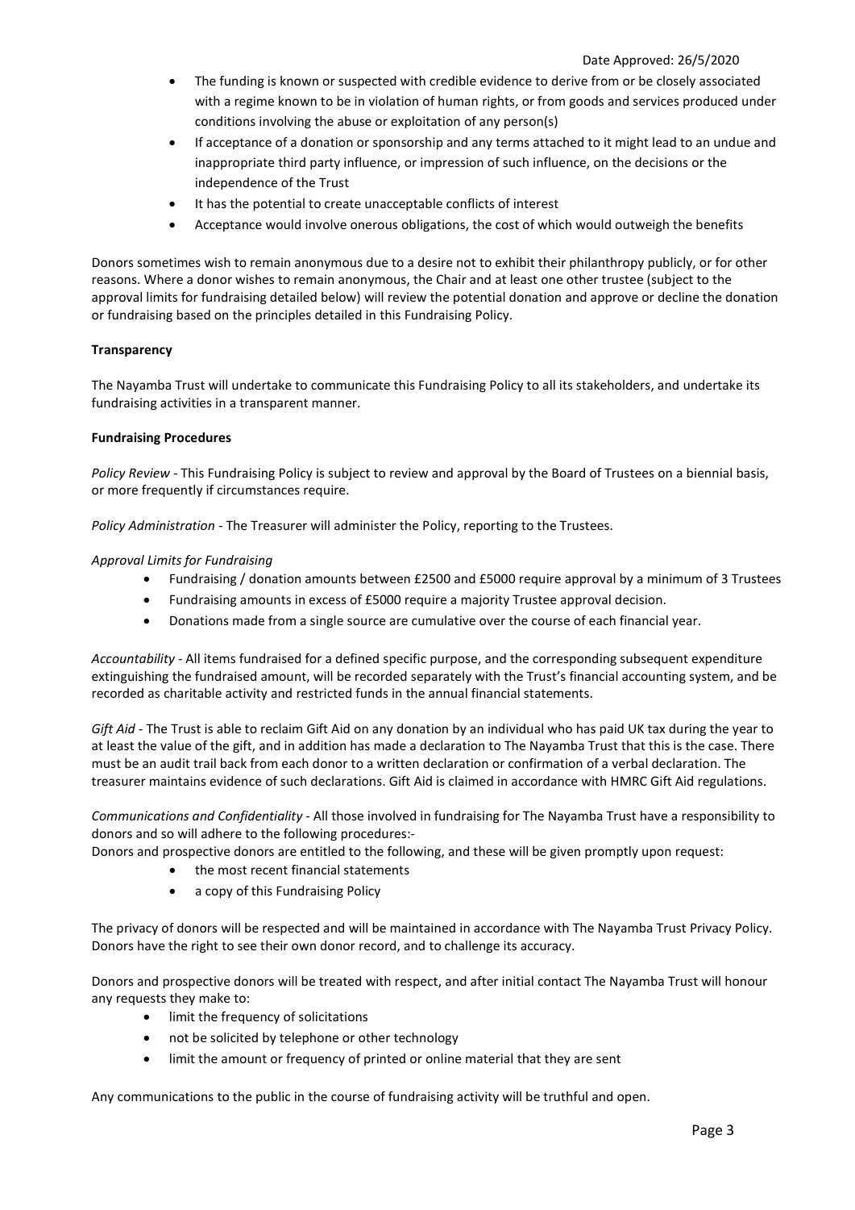- The funding is known or suspected with credible evidence to derive from or be closely associated with a regime known to be in violation of human rights, or from goods and services produced under conditions involving the abuse or exploitation of any person(s)
- If acceptance of a donation or sponsorship and any terms attached to it might lead to an undue and inappropriate third party influence, or impression of such influence, on the decisions or the independence of the Trust
- It has the potential to create unacceptable conflicts of interest
- Acceptance would involve onerous obligations, the cost of which would outweigh the benefits

Donors sometimes wish to remain anonymous due to a desire not to exhibit their philanthropy publicly, or for other reasons. Where a donor wishes to remain anonymous, the Chair and at least one other trustee (subject to the approval limits for fundraising detailed below) will review the potential donation and approve or decline the donation or fundraising based on the principles detailed in this Fundraising Policy.

**Transparency**

The Nayamba Trust will undertake to communicate this Fundraising Policy to all its stakeholders, and undertake its fundraising activities in a transparent manner.

**Fundraising Procedures**

*Policy Review* - This Fundraising Policy is subject to review and approval by the Board of Trustees on a biennial basis, or more frequently if circumstances require.

*Policy Administration* - The Treasurer will administer the Policy, reporting to the Trustees.

*Approval Limits for Fundraising*

- Fundraising / donation amounts between £2500 and £5000 require approval by a minimum of 3 Trustees
- Fundraising amounts in excess of £5000 require a majority Trustee approval decision.
- Donations made from a single source are cumulative over the course of each financial year.

*Accountability* - All items fundraised for a defined specific purpose, and the corresponding subsequent expenditure extinguishing the fundraised amount, will be recorded separately with the Trust's financial accounting system, and be recorded as charitable activity and restricted funds in the annual financial statements.

*Gift Aid* - The Trust is able to reclaim Gift Aid on any donation by an individual who has paid UK tax during the year to at least the value of the gift, and in addition has made a declaration to The Nayamba Trust that this is the case. There must be an audit trail back from each donor to a written declaration or confirmation of a verbal declaration. The treasurer maintains evidence of such declarations. Gift Aid is claimed in accordance with HMRC Gift Aid regulations.

*Communications and Confidentiality* - All those involved in fundraising for The Nayamba Trust have a responsibility to donors and so will adhere to the following procedures:-

Donors and prospective donors are entitled to the following, and these will be given promptly upon request:

- the most recent financial statements
- a copy of this Fundraising Policy

The privacy of donors will be respected and will be maintained in accordance with The Nayamba Trust Privacy Policy. Donors have the right to see their own donor record, and to challenge its accuracy.

Donors and prospective donors will be treated with respect, and after initial contact The Nayamba Trust will honour any requests they make to:

- limit the frequency of solicitations
- not be solicited by telephone or other technology
- limit the amount or frequency of printed or online material that they are sent

Any communications to the public in the course of fundraising activity will be truthful and open.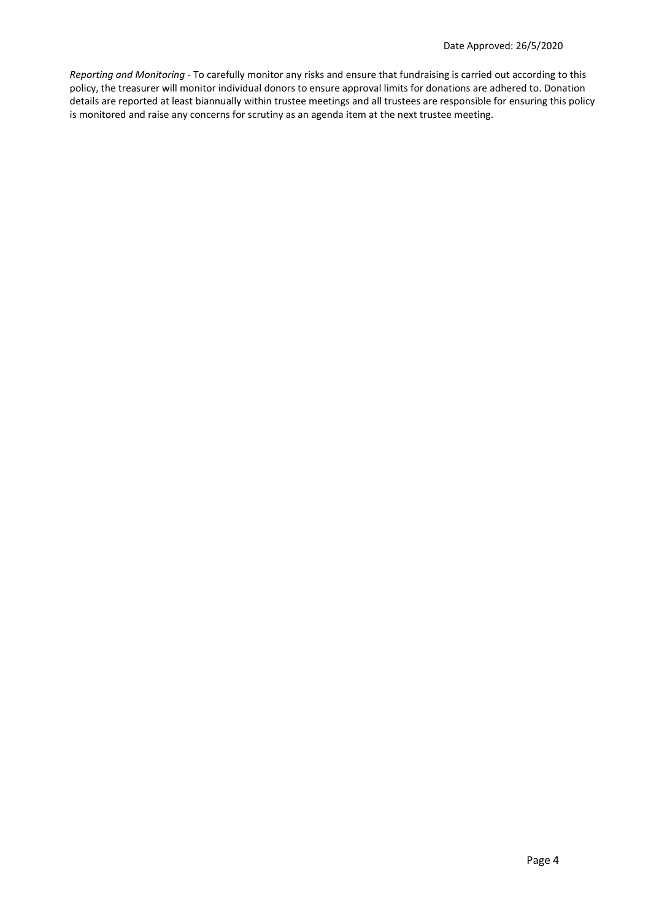Date Approved: 26/5/2020

*Reporting and Monitoring* - To carefully monitor any risks and ensure that fundraising is carried out according to this policy, the treasurer will monitor individual donors to ensure approval limits for donations are adhered to. Donation details are reported at least biannually within trustee meetings and all trustees are responsible for ensuring this policy is monitored and raise any concerns for scrutiny as an agenda item at the next trustee meeting.